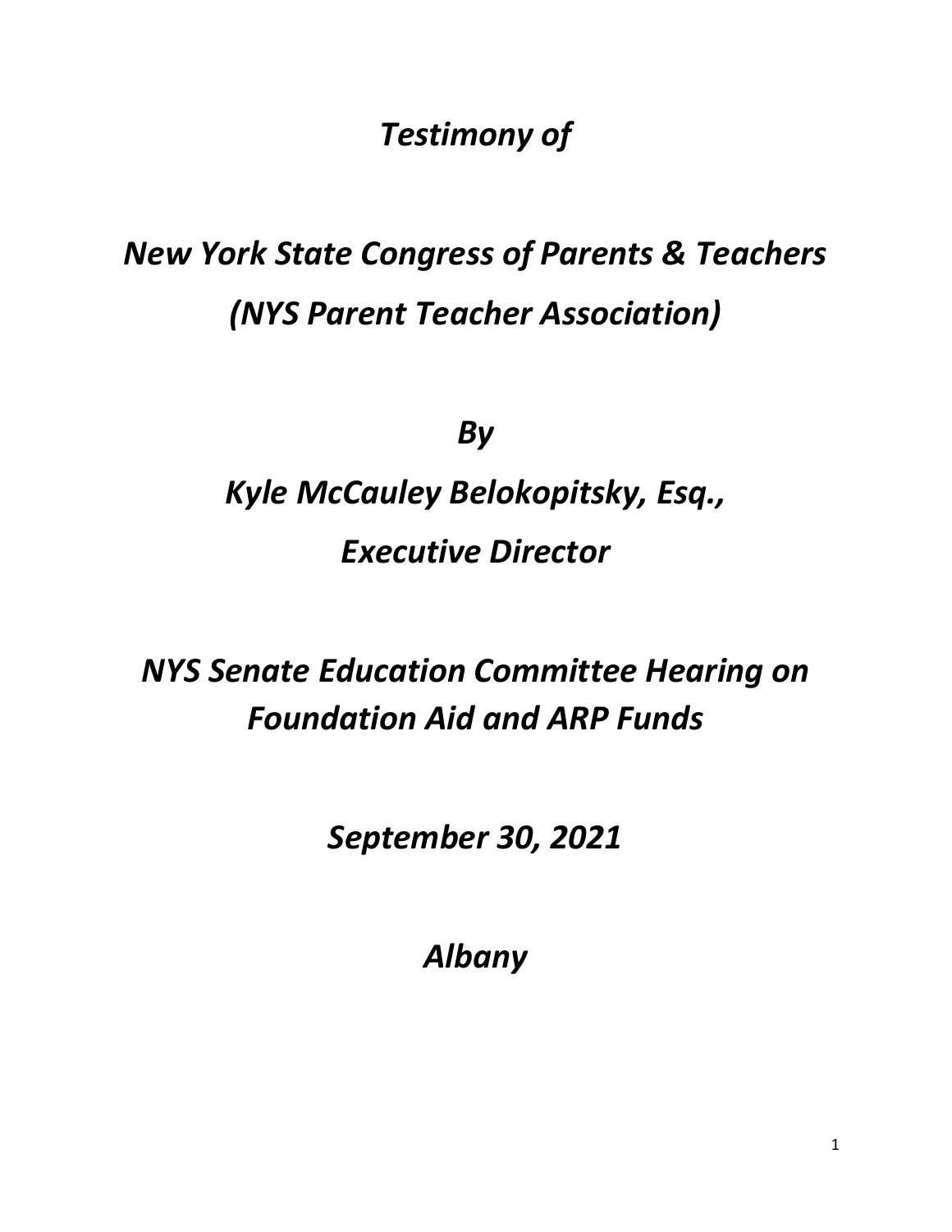*Testimony of*

*New York State Congress of Parents & Teachers*
*(NYS Parent Teacher Association)*

*By*

*Kyle McCauley Belokopitsky, Esq.,*
*Executive Director*

*NYS Senate Education Committee Hearing on Foundation Aid and ARP Funds*

*September 30, 2021*

*Albany*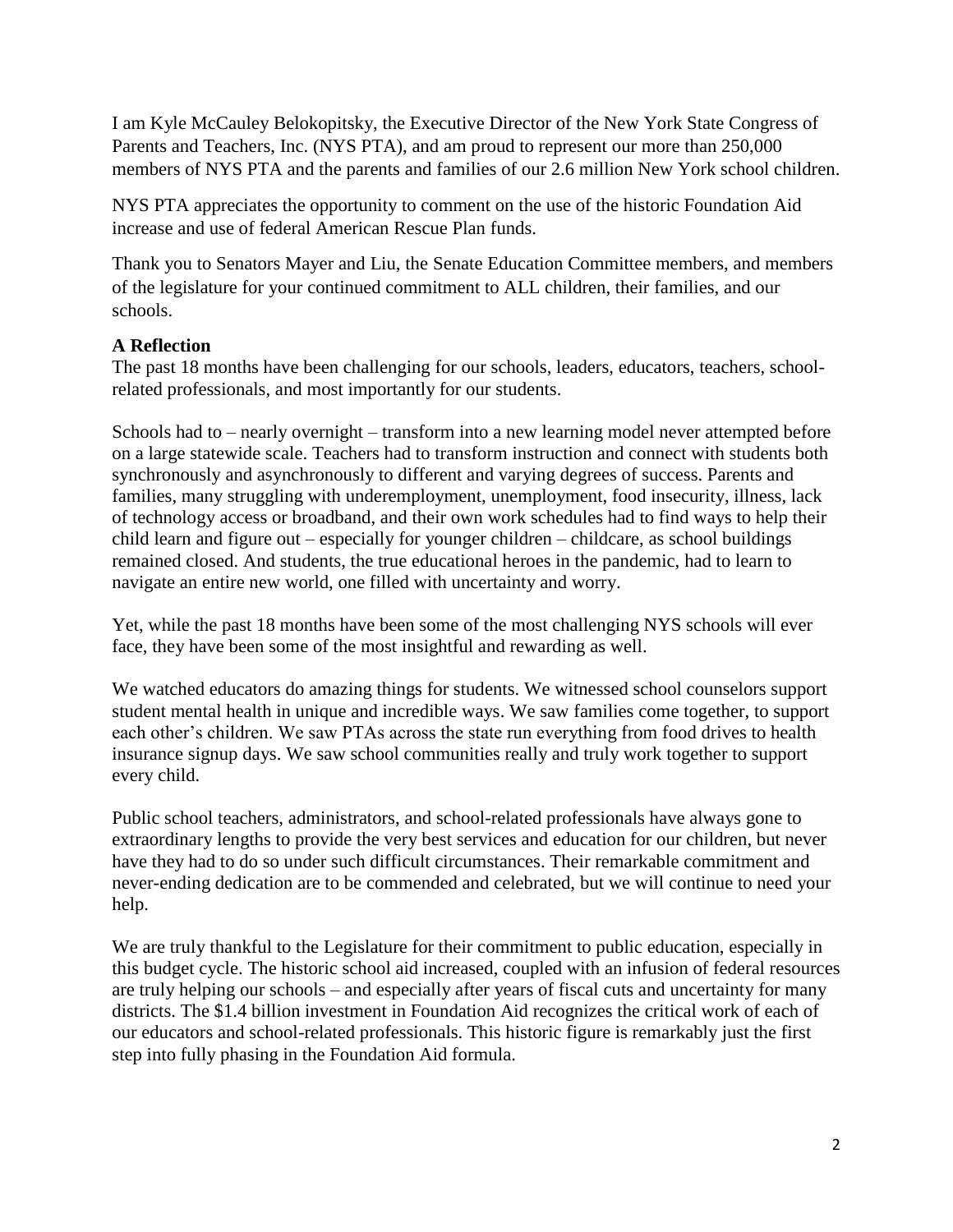I am Kyle McCauley Belokopitsky, the Executive Director of the New York State Congress of Parents and Teachers, Inc. (NYS PTA), and am proud to represent our more than 250,000 members of NYS PTA and the parents and families of our 2.6 million New York school children.

NYS PTA appreciates the opportunity to comment on the use of the historic Foundation Aid increase and use of federal American Rescue Plan funds.

Thank you to Senators Mayer and Liu, the Senate Education Committee members, and members of the legislature for your continued commitment to ALL children, their families, and our schools.

**A Reflection**

The past 18 months have been challenging for our schools, leaders, educators, teachers, school-related professionals, and most importantly for our students.

Schools had to – nearly overnight – transform into a new learning model never attempted before on a large statewide scale. Teachers had to transform instruction and connect with students both synchronously and asynchronously to different and varying degrees of success. Parents and families, many struggling with underemployment, unemployment, food insecurity, illness, lack of technology access or broadband, and their own work schedules had to find ways to help their child learn and figure out – especially for younger children – childcare, as school buildings remained closed. And students, the true educational heroes in the pandemic, had to learn to navigate an entire new world, one filled with uncertainty and worry.

Yet, while the past 18 months have been some of the most challenging NYS schools will ever face, they have been some of the most insightful and rewarding as well.

We watched educators do amazing things for students. We witnessed school counselors support student mental health in unique and incredible ways. We saw families come together, to support each other's children. We saw PTAs across the state run everything from food drives to health insurance signup days. We saw school communities really and truly work together to support every child.

Public school teachers, administrators, and school-related professionals have always gone to extraordinary lengths to provide the very best services and education for our children, but never have they had to do so under such difficult circumstances. Their remarkable commitment and never-ending dedication are to be commended and celebrated, but we will continue to need your help.

We are truly thankful to the Legislature for their commitment to public education, especially in this budget cycle. The historic school aid increased, coupled with an infusion of federal resources are truly helping our schools – and especially after years of fiscal cuts and uncertainty for many districts. The $1.4 billion investment in Foundation Aid recognizes the critical work of each of our educators and school-related professionals. This historic figure is remarkably just the first step into fully phasing in the Foundation Aid formula.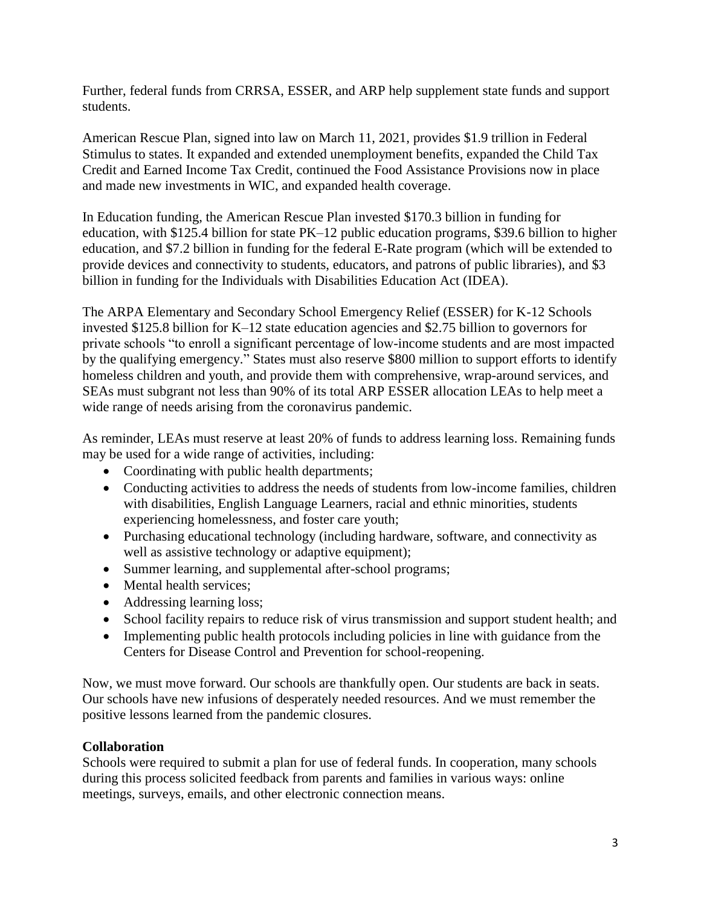Further, federal funds from CRRSA, ESSER, and ARP help supplement state funds and support students.

American Rescue Plan, signed into law on March 11, 2021, provides $1.9 trillion in Federal Stimulus to states. It expanded and extended unemployment benefits, expanded the Child Tax Credit and Earned Income Tax Credit, continued the Food Assistance Provisions now in place and made new investments in WIC, and expanded health coverage.

In Education funding, the American Rescue Plan invested $170.3 billion in funding for education, with $125.4 billion for state PK–12 public education programs, $39.6 billion to higher education, and $7.2 billion in funding for the federal E-Rate program (which will be extended to provide devices and connectivity to students, educators, and patrons of public libraries), and $3 billion in funding for the Individuals with Disabilities Education Act (IDEA).

The ARPA Elementary and Secondary School Emergency Relief (ESSER) for K-12 Schools invested $125.8 billion for K–12 state education agencies and $2.75 billion to governors for private schools "to enroll a significant percentage of low-income students and are most impacted by the qualifying emergency." States must also reserve $800 million to support efforts to identify homeless children and youth, and provide them with comprehensive, wrap-around services, and SEAs must subgrant not less than 90% of its total ARP ESSER allocation LEAs to help meet a wide range of needs arising from the coronavirus pandemic.

As reminder, LEAs must reserve at least 20% of funds to address learning loss. Remaining funds may be used for a wide range of activities, including:

- Coordinating with public health departments;
- Conducting activities to address the needs of students from low-income families, children with disabilities, English Language Learners, racial and ethnic minorities, students experiencing homelessness, and foster care youth;
- Purchasing educational technology (including hardware, software, and connectivity as well as assistive technology or adaptive equipment);
- Summer learning, and supplemental after-school programs;
- Mental health services;
- Addressing learning loss;
- School facility repairs to reduce risk of virus transmission and support student health; and
- Implementing public health protocols including policies in line with guidance from the Centers for Disease Control and Prevention for school-reopening.

Now, we must move forward. Our schools are thankfully open. Our students are back in seats. Our schools have new infusions of desperately needed resources. And we must remember the positive lessons learned from the pandemic closures.

**Collaboration**

Schools were required to submit a plan for use of federal funds. In cooperation, many schools during this process solicited feedback from parents and families in various ways: online meetings, surveys, emails, and other electronic connection means.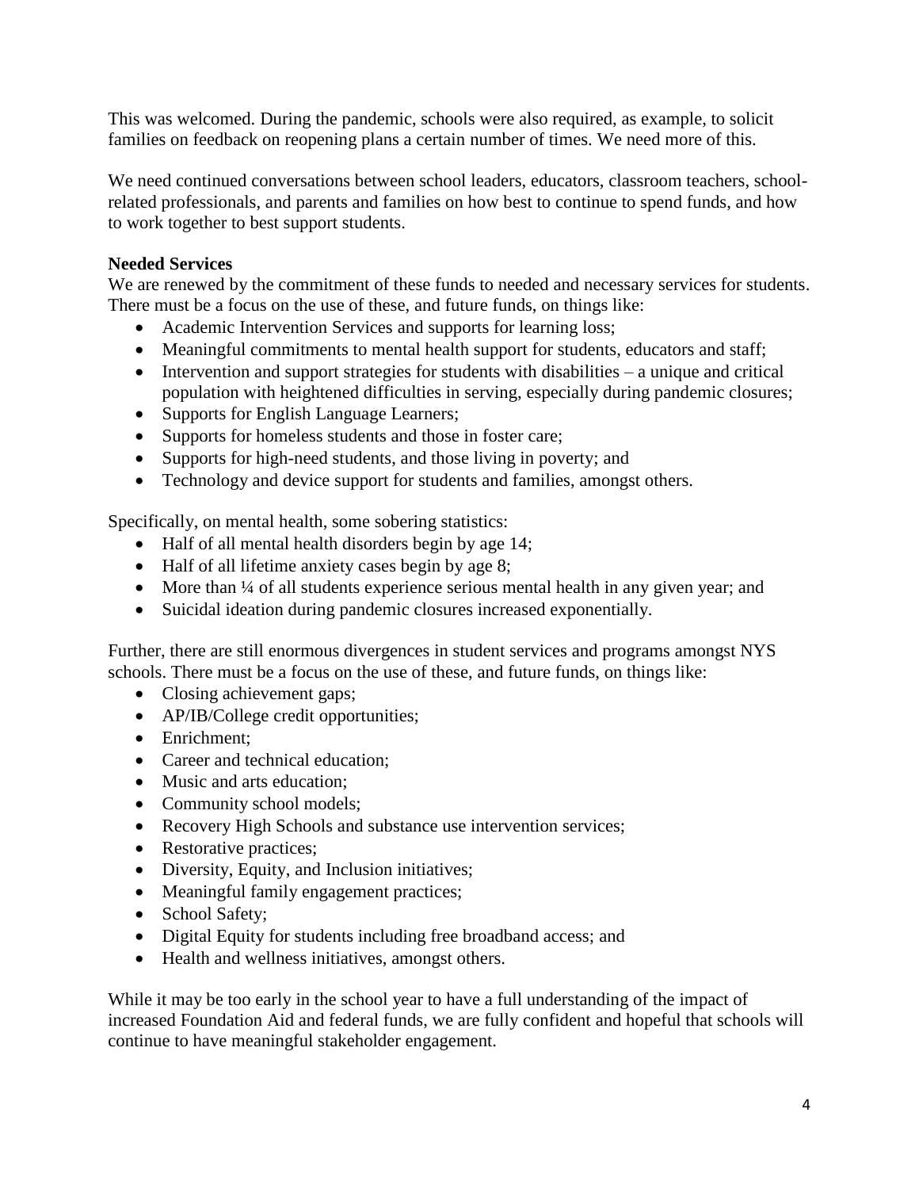This was welcomed. During the pandemic, schools were also required, as example, to solicit families on feedback on reopening plans a certain number of times. We need more of this.

We need continued conversations between school leaders, educators, classroom teachers, school-related professionals, and parents and families on how best to continue to spend funds, and how to work together to best support students.

**Needed Services**

We are renewed by the commitment of these funds to needed and necessary services for students. There must be a focus on the use of these, and future funds, on things like:

- Academic Intervention Services and supports for learning loss;
- Meaningful commitments to mental health support for students, educators and staff;
- Intervention and support strategies for students with disabilities – a unique and critical population with heightened difficulties in serving, especially during pandemic closures;
- Supports for English Language Learners;
- Supports for homeless students and those in foster care;
- Supports for high-need students, and those living in poverty; and
- Technology and device support for students and families, amongst others.

Specifically, on mental health, some sobering statistics:

- Half of all mental health disorders begin by age 14;
- Half of all lifetime anxiety cases begin by age 8;
- More than ¼ of all students experience serious mental health in any given year; and
- Suicidal ideation during pandemic closures increased exponentially.

Further, there are still enormous divergences in student services and programs amongst NYS schools. There must be a focus on the use of these, and future funds, on things like:

- Closing achievement gaps;
- AP/IB/College credit opportunities;
- Enrichment;
- Career and technical education;
- Music and arts education;
- Community school models;
- Recovery High Schools and substance use intervention services;
- Restorative practices;
- Diversity, Equity, and Inclusion initiatives;
- Meaningful family engagement practices;
- School Safety;
- Digital Equity for students including free broadband access; and
- Health and wellness initiatives, amongst others.

While it may be too early in the school year to have a full understanding of the impact of increased Foundation Aid and federal funds, we are fully confident and hopeful that schools will continue to have meaningful stakeholder engagement.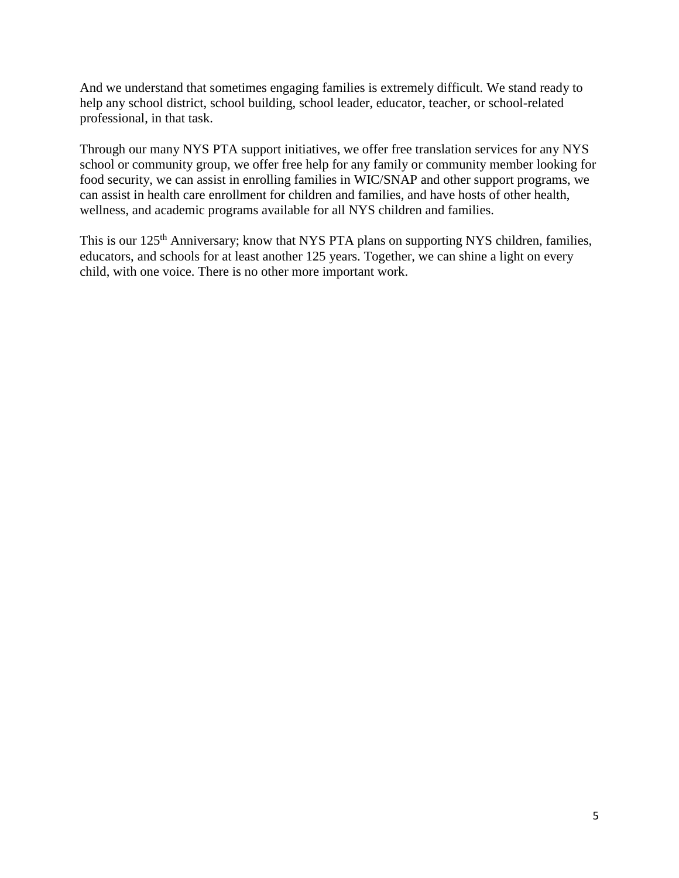And we understand that sometimes engaging families is extremely difficult. We stand ready to help any school district, school building, school leader, educator, teacher, or school-related professional, in that task.

Through our many NYS PTA support initiatives, we offer free translation services for any NYS school or community group, we offer free help for any family or community member looking for food security, we can assist in enrolling families in WIC/SNAP and other support programs, we can assist in health care enrollment for children and families, and have hosts of other health, wellness, and academic programs available for all NYS children and families.

This is our 125th Anniversary; know that NYS PTA plans on supporting NYS children, families, educators, and schools for at least another 125 years. Together, we can shine a light on every child, with one voice. There is no other more important work.